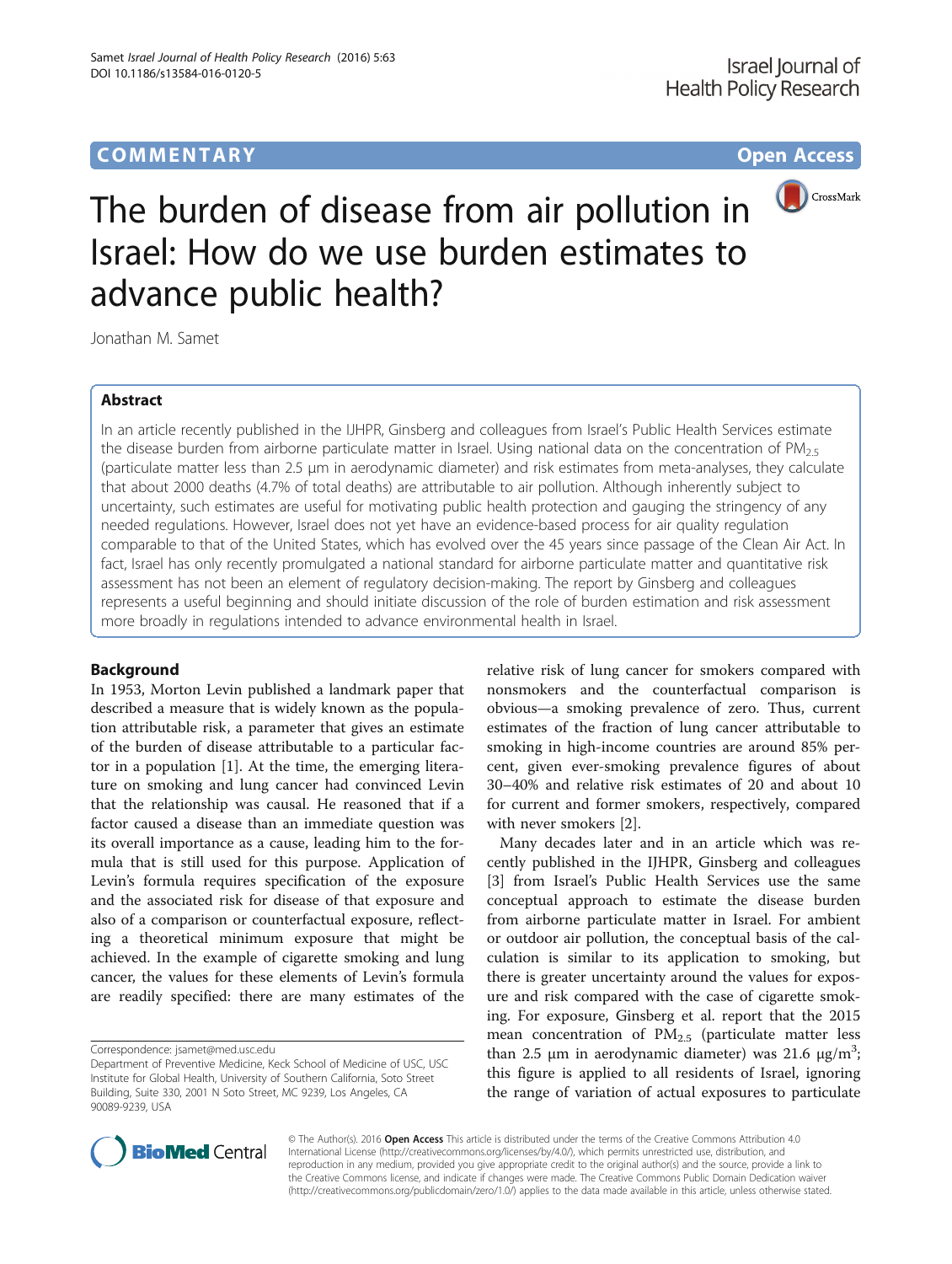COMMENTARY

Open Access

# The burden of disease from air pollution in Israel: How do we use burden estimates to advance public health?

Jonathan M. Samet

## Abstract

In an article recently published in the IJHPR, Ginsberg and colleagues from Israel's Public Health Services estimate the disease burden from airborne particulate matter in Israel. Using national data on the concentration of $PM_{2.5}$ (particulate matter less than 2.5 μm in aerodynamic diameter) and risk estimates from meta-analyses, they calculate that about 2000 deaths (4.7% of total deaths) are attributable to air pollution. Although inherently subject to uncertainty, such estimates are useful for motivating public health protection and gauging the stringency of any needed regulations. However, Israel does not yet have an evidence-based process for air quality regulation comparable to that of the United States, which has evolved over the 45 years since passage of the Clean Air Act. In fact, Israel has only recently promulgated a national standard for airborne particulate matter and quantitative risk assessment has not been an element of regulatory decision-making. The report by Ginsberg and colleagues represents a useful beginning and should initiate discussion of the role of burden estimation and risk assessment more broadly in regulations intended to advance environmental health in Israel.

## Background

In 1953, Morton Levin published a landmark paper that described a measure that is widely known as the population attributable risk, a parameter that gives an estimate of the burden of disease attributable to a particular factor in a population [1]. At the time, the emerging literature on smoking and lung cancer had convinced Levin that the relationship was causal. He reasoned that if a factor caused a disease than an immediate question was its overall importance as a cause, leading him to the formula that is still used for this purpose. Application of Levin's formula requires specification of the exposure and the associated risk for disease of that exposure and also of a comparison or counterfactual exposure, reflecting a theoretical minimum exposure that might be achieved. In the example of cigarette smoking and lung cancer, the values for these elements of Levin's formula are readily specified: there are many estimates of the relative risk of lung cancer for smokers compared with nonsmokers and the counterfactual comparison is obvious—a smoking prevalence of zero. Thus, current estimates of the fraction of lung cancer attributable to smoking in high-income countries are around 85% percent, given ever-smoking prevalence figures of about 30–40% and relative risk estimates of 20 and about 10 for current and former smokers, respectively, compared with never smokers [2].

Many decades later and in an article which was recently published in the IJHPR, Ginsberg and colleagues [3] from Israel's Public Health Services use the same conceptual approach to estimate the disease burden from airborne particulate matter in Israel. For ambient or outdoor air pollution, the conceptual basis of the calculation is similar to its application to smoking, but there is greater uncertainty around the values for exposure and risk compared with the case of cigarette smoking. For exposure, Ginsberg et al. report that the 2015 mean concentration of $PM_{2.5}$ (particulate matter less than 2.5 μm in aerodynamic diameter) was 21.6 μg/m$^3$; this figure is applied to all residents of Israel, ignoring the range of variation of actual exposures to particulate

Correspondence: jsamet@med.usc.edu
Department of Preventive Medicine, Keck School of Medicine of USC, USC Institute for Global Health, University of Southern California, Soto Street Building, Suite 330, 2001 N Soto Street, MC 9239, Los Angeles, CA 90089-9239, USA

© The Author(s). 2016 **Open Access** This article is distributed under the terms of the Creative Commons Attribution 4.0 International License (http://creativecommons.org/licenses/by/4.0/), which permits unrestricted use, distribution, and reproduction in any medium, provided you give appropriate credit to the original author(s) and the source, provide a link to the Creative Commons license, and indicate if changes were made. The Creative Commons Public Domain Dedication waiver (http://creativecommons.org/publicdomain/zero/1.0/) applies to the data made available in this article, unless otherwise stated.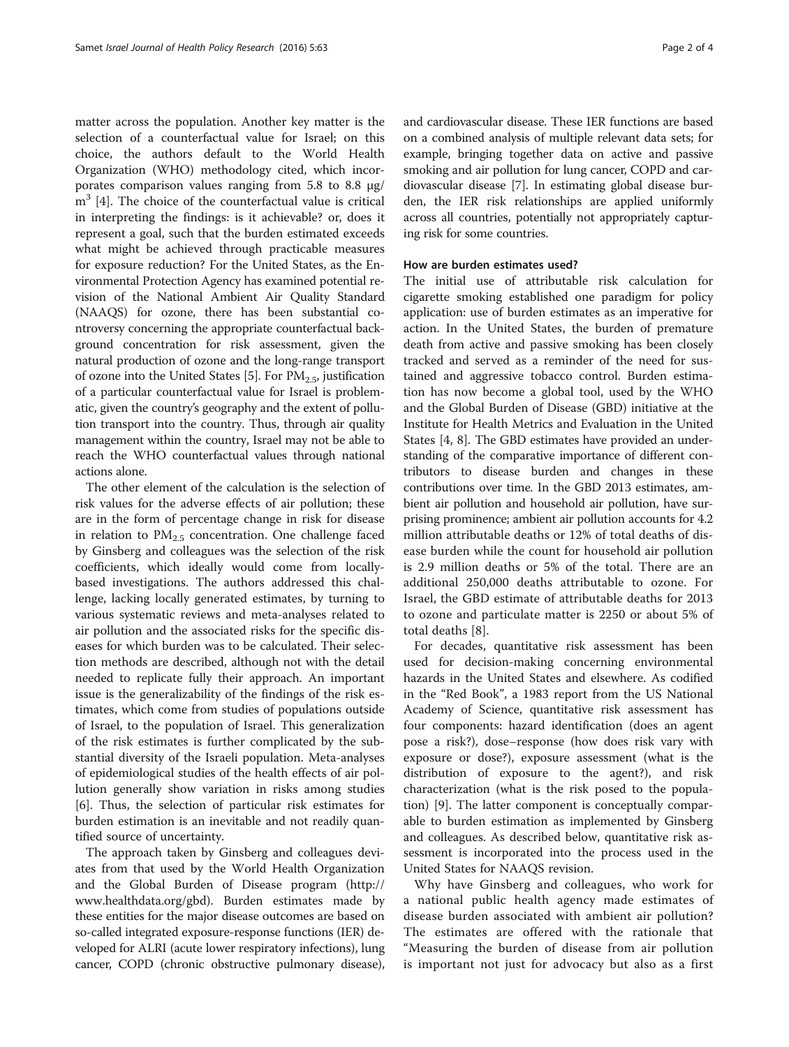matter across the population. Another key matter is the selection of a counterfactual value for Israel; on this choice, the authors default to the World Health Organization (WHO) methodology cited, which incorporates comparison values ranging from 5.8 to 8.8 μg/m$^3$ [4]. The choice of the counterfactual value is critical in interpreting the findings: is it achievable? or, does it represent a goal, such that the burden estimated exceeds what might be achieved through practicable measures for exposure reduction? For the United States, as the Environmental Protection Agency has examined potential revision of the National Ambient Air Quality Standard (NAAQS) for ozone, there has been substantial controversy concerning the appropriate counterfactual background concentration for risk assessment, given the natural production of ozone and the long-range transport of ozone into the United States [5]. For $PM_{2.5}$, justification of a particular counterfactual value for Israel is problematic, given the country's geography and the extent of pollution transport into the country. Thus, through air quality management within the country, Israel may not be able to reach the WHO counterfactual values through national actions alone.

The other element of the calculation is the selection of risk values for the adverse effects of air pollution; these are in the form of percentage change in risk for disease in relation to $PM_{2.5}$ concentration. One challenge faced by Ginsberg and colleagues was the selection of the risk coefficients, which ideally would come from locally-based investigations. The authors addressed this challenge, lacking locally generated estimates, by turning to various systematic reviews and meta-analyses related to air pollution and the associated risks for the specific diseases for which burden was to be calculated. Their selection methods are described, although not with the detail needed to replicate fully their approach. An important issue is the generalizability of the findings of the risk estimates, which come from studies of populations outside of Israel, to the population of Israel. This generalization of the risk estimates is further complicated by the substantial diversity of the Israeli population. Meta-analyses of epidemiological studies of the health effects of air pollution generally show variation in risks among studies [6]. Thus, the selection of particular risk estimates for burden estimation is an inevitable and not readily quantified source of uncertainty.

The approach taken by Ginsberg and colleagues deviates from that used by the World Health Organization and the Global Burden of Disease program (http://www.healthdata.org/gbd). Burden estimates made by these entities for the major disease outcomes are based on so-called integrated exposure-response functions (IER) developed for ALRI (acute lower respiratory infections), lung cancer, COPD (chronic obstructive pulmonary disease), and cardiovascular disease. These IER functions are based on a combined analysis of multiple relevant data sets; for example, bringing together data on active and passive smoking and air pollution for lung cancer, COPD and cardiovascular disease [7]. In estimating global disease burden, the IER risk relationships are applied uniformly across all countries, potentially not appropriately capturing risk for some countries.

### How are burden estimates used?

The initial use of attributable risk calculation for cigarette smoking established one paradigm for policy application: use of burden estimates as an imperative for action. In the United States, the burden of premature death from active and passive smoking has been closely tracked and served as a reminder of the need for sustained and aggressive tobacco control. Burden estimation has now become a global tool, used by the WHO and the Global Burden of Disease (GBD) initiative at the Institute for Health Metrics and Evaluation in the United States [4, 8]. The GBD estimates have provided an understanding of the comparative importance of different contributors to disease burden and changes in these contributions over time. In the GBD 2013 estimates, ambient air pollution and household air pollution, have surprising prominence; ambient air pollution accounts for 4.2 million attributable deaths or 12% of total deaths of disease burden while the count for household air pollution is 2.9 million deaths or 5% of the total. There are an additional 250,000 deaths attributable to ozone. For Israel, the GBD estimate of attributable deaths for 2013 to ozone and particulate matter is 2250 or about 5% of total deaths [8].

For decades, quantitative risk assessment has been used for decision-making concerning environmental hazards in the United States and elsewhere. As codified in the "Red Book", a 1983 report from the US National Academy of Science, quantitative risk assessment has four components: hazard identification (does an agent pose a risk?), dose–response (how does risk vary with exposure or dose?), exposure assessment (what is the distribution of exposure to the agent?), and risk characterization (what is the risk posed to the population) [9]. The latter component is conceptually comparable to burden estimation as implemented by Ginsberg and colleagues. As described below, quantitative risk assessment is incorporated into the process used in the United States for NAAQS revision.

Why have Ginsberg and colleagues, who work for a national public health agency made estimates of disease burden associated with ambient air pollution? The estimates are offered with the rationale that "Measuring the burden of disease from air pollution is important not just for advocacy but also as a first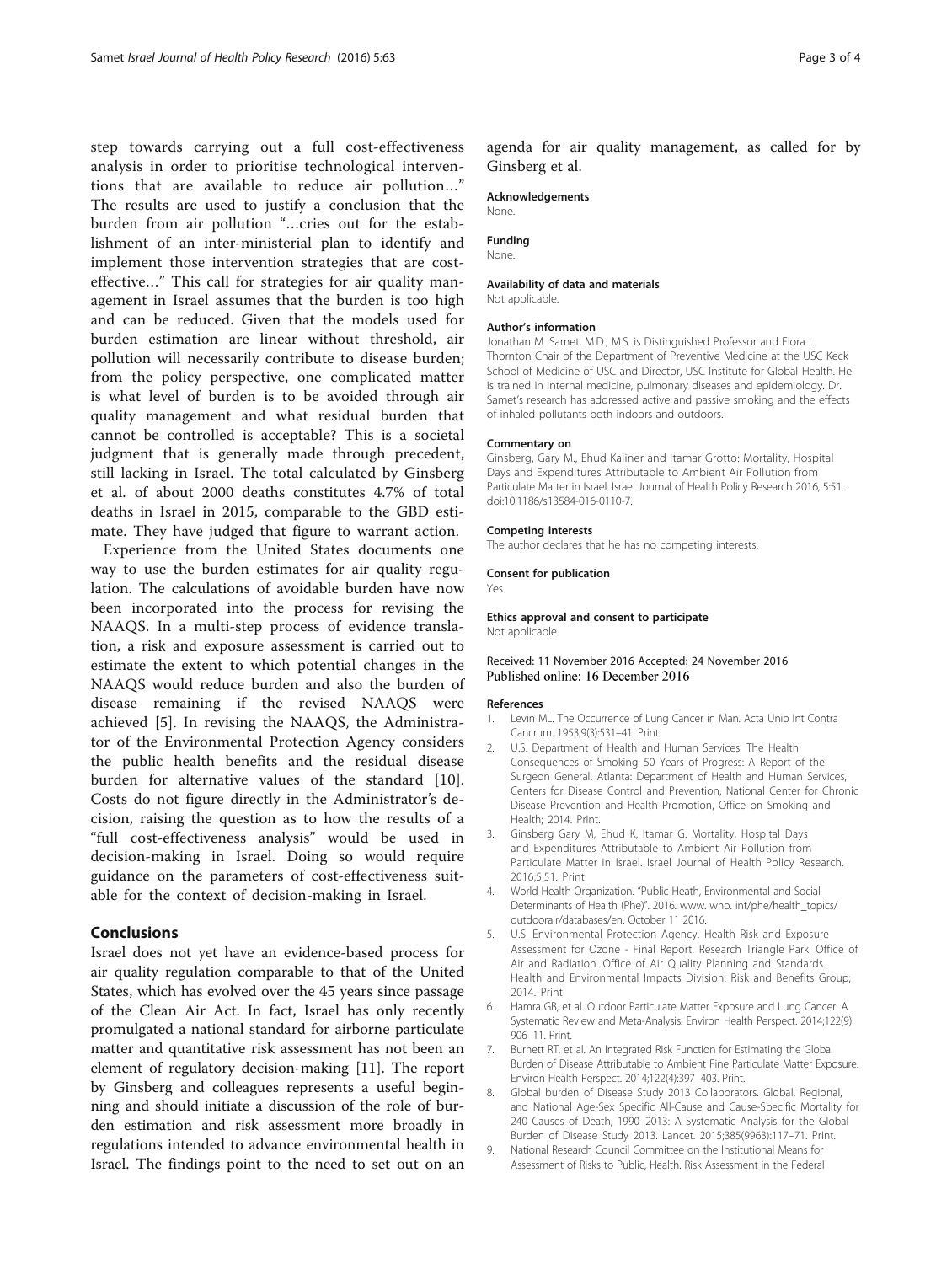step towards carrying out a full cost-effectiveness analysis in order to prioritise technological interventions that are available to reduce air pollution…" The results are used to justify a conclusion that the burden from air pollution "…cries out for the establishment of an inter-ministerial plan to identify and implement those intervention strategies that are cost-effective…" This call for strategies for air quality management in Israel assumes that the burden is too high and can be reduced. Given that the models used for burden estimation are linear without threshold, air pollution will necessarily contribute to disease burden; from the policy perspective, one complicated matter is what level of burden is to be avoided through air quality management and what residual burden that cannot be controlled is acceptable? This is a societal judgment that is generally made through precedent, still lacking in Israel. The total calculated by Ginsberg et al. of about 2000 deaths constitutes 4.7% of total deaths in Israel in 2015, comparable to the GBD estimate. They have judged that figure to warrant action.

Experience from the United States documents one way to use the burden estimates for air quality regulation. The calculations of avoidable burden have now been incorporated into the process for revising the NAAQS. In a multi-step process of evidence translation, a risk and exposure assessment is carried out to estimate the extent to which potential changes in the NAAQS would reduce burden and also the burden of disease remaining if the revised NAAQS were achieved [5]. In revising the NAAQS, the Administrator of the Environmental Protection Agency considers the public health benefits and the residual disease burden for alternative values of the standard [10]. Costs do not figure directly in the Administrator's decision, raising the question as to how the results of a "full cost-effectiveness analysis" would be used in decision-making in Israel. Doing so would require guidance on the parameters of cost-effectiveness suitable for the context of decision-making in Israel.

## Conclusions

Israel does not yet have an evidence-based process for air quality regulation comparable to that of the United States, which has evolved over the 45 years since passage of the Clean Air Act. In fact, Israel has only recently promulgated a national standard for airborne particulate matter and quantitative risk assessment has not been an element of regulatory decision-making [11]. The report by Ginsberg and colleagues represents a useful beginning and should initiate a discussion of the role of burden estimation and risk assessment more broadly in regulations intended to advance environmental health in Israel. The findings point to the need to set out on an agenda for air quality management, as called for by Ginsberg et al.

### Acknowledgements

None.

### Funding

None.

### Availability of data and materials

Not applicable.

### Author's information

Jonathan M. Samet, M.D., M.S. is Distinguished Professor and Flora L. Thornton Chair of the Department of Preventive Medicine at the USC Keck School of Medicine of USC and Director, USC Institute for Global Health. He is trained in internal medicine, pulmonary diseases and epidemiology. Dr. Samet's research has addressed active and passive smoking and the effects of inhaled pollutants both indoors and outdoors.

### Commentary on

Ginsberg, Gary M., Ehud Kaliner and Itamar Grotto: Mortality, Hospital Days and Expenditures Attributable to Ambient Air Pollution from Particulate Matter in Israel. Israel Journal of Health Policy Research 2016, 5:51. doi:10.1186/s13584-016-0110-7.

### Competing interests

The author declares that he has no competing interests.

### Consent for publication

Yes.

### Ethics approval and consent to participate

Not applicable.

Received: 11 November 2016 Accepted: 24 November 2016
Published online: 16 December 2016

### References

1. Levin ML. The Occurrence of Lung Cancer in Man. Acta Unio Int Contra Cancrum. 1953;9(3):531–41. Print.
2. U.S. Department of Health and Human Services. The Health Consequences of Smoking–50 Years of Progress: A Report of the Surgeon General. Atlanta: Department of Health and Human Services, Centers for Disease Control and Prevention, National Center for Chronic Disease Prevention and Health Promotion, Office on Smoking and Health; 2014. Print.
3. Ginsberg Gary M, Ehud K, Itamar G. Mortality, Hospital Days and Expenditures Attributable to Ambient Air Pollution from Particulate Matter in Israel. Israel Journal of Health Policy Research. 2016;5:51. Print.
4. World Health Organization. "Public Heath, Environmental and Social Determinants of Health (Phe)". 2016. www. who. int/phe/health_topics/outdoorair/databases/en. October 11 2016.
5. U.S. Environmental Protection Agency. Health Risk and Exposure Assessment for Ozone - Final Report. Research Triangle Park: Office of Air and Radiation. Office of Air Quality Planning and Standards. Health and Environmental Impacts Division. Risk and Benefits Group; 2014. Print.
6. Hamra GB, et al. Outdoor Particulate Matter Exposure and Lung Cancer: A Systematic Review and Meta-Analysis. Environ Health Perspect. 2014;122(9):906–11. Print.
7. Burnett RT, et al. An Integrated Risk Function for Estimating the Global Burden of Disease Attributable to Ambient Fine Particulate Matter Exposure. Environ Health Perspect. 2014;122(4):397–403. Print.
8. Global burden of Disease Study 2013 Collaborators. Global, Regional, and National Age-Sex Specific All-Cause and Cause-Specific Mortality for 240 Causes of Death, 1990–2013: A Systematic Analysis for the Global Burden of Disease Study 2013. Lancet. 2015;385(9963):117–71. Print.
9. National Research Council Committee on the Institutional Means for Assessment of Risks to Public, Health. Risk Assessment in the Federal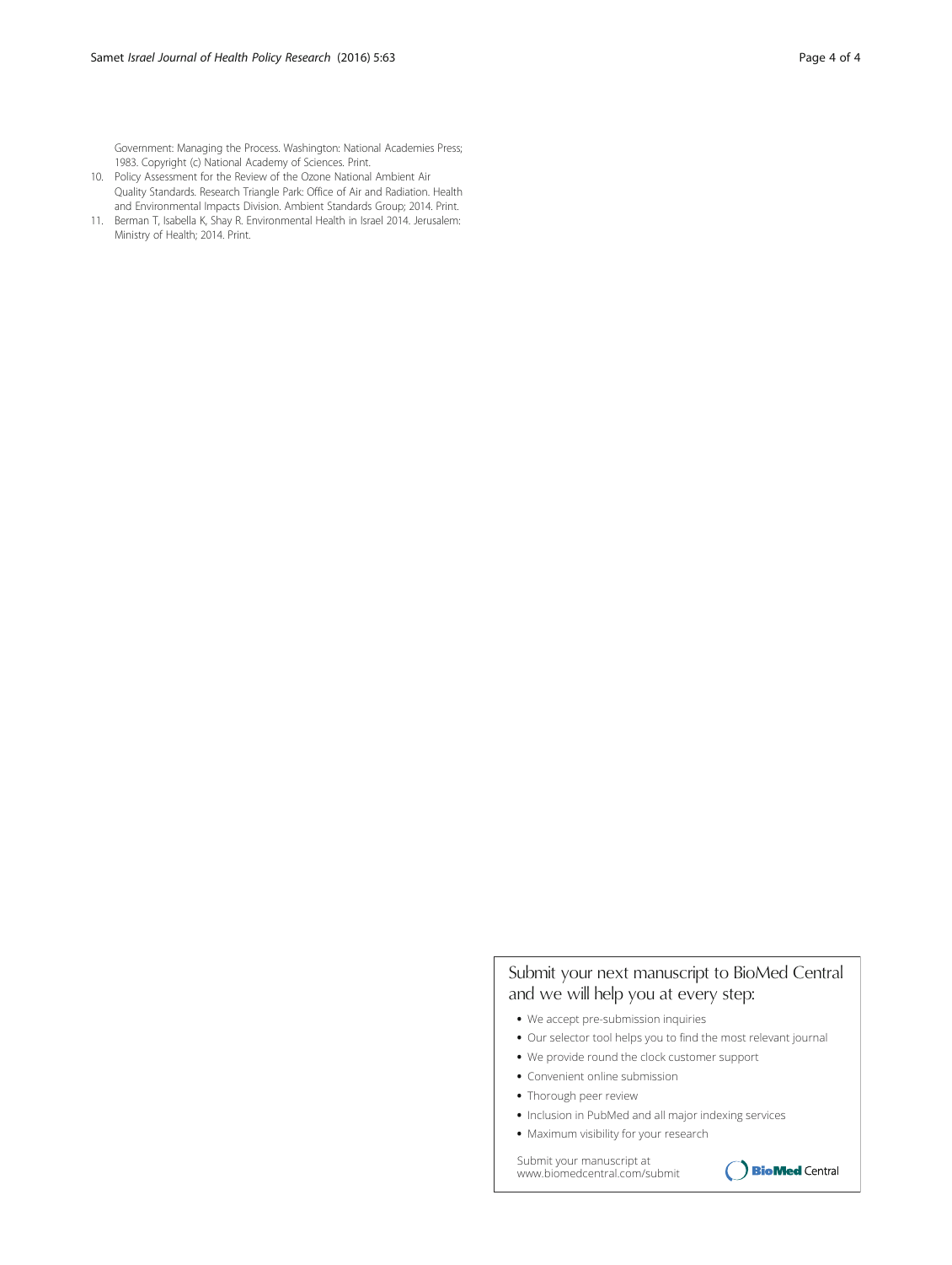Government: Managing the Process. Washington: National Academies Press; 1983. Copyright (c) National Academy of Sciences. Print.

10. Policy Assessment for the Review of the Ozone National Ambient Air Quality Standards. Research Triangle Park: Office of Air and Radiation. Health and Environmental Impacts Division. Ambient Standards Group; 2014. Print.
11. Berman T, Isabella K, Shay R. Environmental Health in Israel 2014. Jerusalem: Ministry of Health; 2014. Print.

Submit your next manuscript to BioMed Central and we will help you at every step:

- We accept pre-submission inquiries
- Our selector tool helps you to find the most relevant journal
- We provide round the clock customer support
- Convenient online submission
- Thorough peer review
- Inclusion in PubMed and all major indexing services
- Maximum visibility for your research

Submit your manuscript at
www.biomedcentral.com/submit

BioMed Central